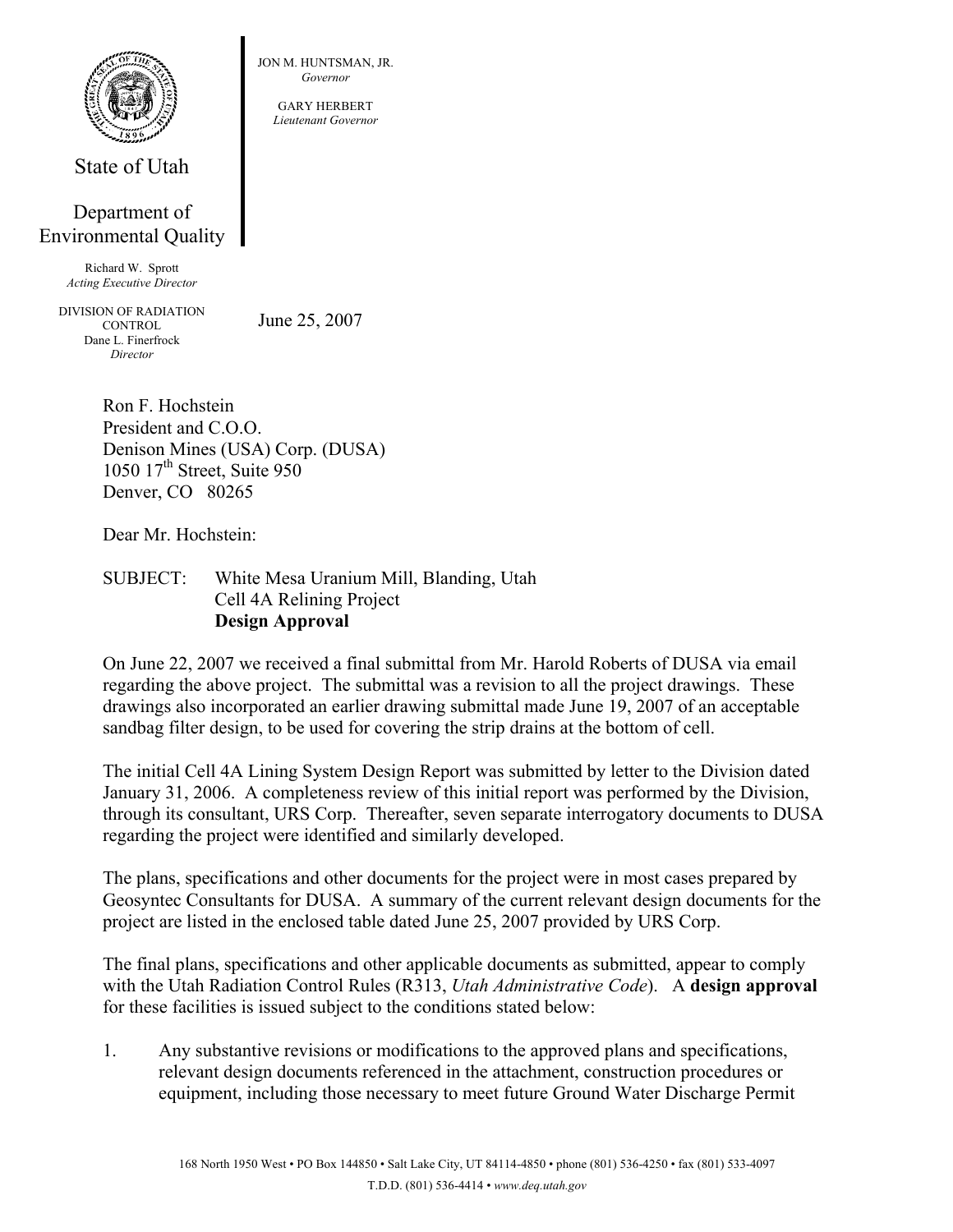State of Utah

Department of Environmental Quality

Richard W. Sprott
*Acting Executive Director*

DIVISION OF RADIATION CONTROL
Dane L. Finerfrock
*Director*

JON M. HUNTSMAN, JR.
*Governor*

GARY HERBERT
*Lieutenant Governor*

June 25, 2007

Ron F. Hochstein
President and C.O.O.
Denison Mines (USA) Corp. (DUSA)
1050 17th Street, Suite 950
Denver, CO 80265

Dear Mr. Hochstein:

SUBJECT: White Mesa Uranium Mill, Blanding, Utah
Cell 4A Relining Project
**Design Approval**

On June 22, 2007 we received a final submittal from Mr. Harold Roberts of DUSA via email regarding the above project. The submittal was a revision to all the project drawings. These drawings also incorporated an earlier drawing submittal made June 19, 2007 of an acceptable sandbag filter design, to be used for covering the strip drains at the bottom of cell.

The initial Cell 4A Lining System Design Report was submitted by letter to the Division dated January 31, 2006. A completeness review of this initial report was performed by the Division, through its consultant, URS Corp. Thereafter, seven separate interrogatory documents to DUSA regarding the project were identified and similarly developed.

The plans, specifications and other documents for the project were in most cases prepared by Geosyntec Consultants for DUSA. A summary of the current relevant design documents for the project are listed in the enclosed table dated June 25, 2007 provided by URS Corp.

The final plans, specifications and other applicable documents as submitted, appear to comply with the Utah Radiation Control Rules (R313, *Utah Administrative Code*). A **design approval** for these facilities is issued subject to the conditions stated below:

1. Any substantive revisions or modifications to the approved plans and specifications, relevant design documents referenced in the attachment, construction procedures or equipment, including those necessary to meet future Ground Water Discharge Permit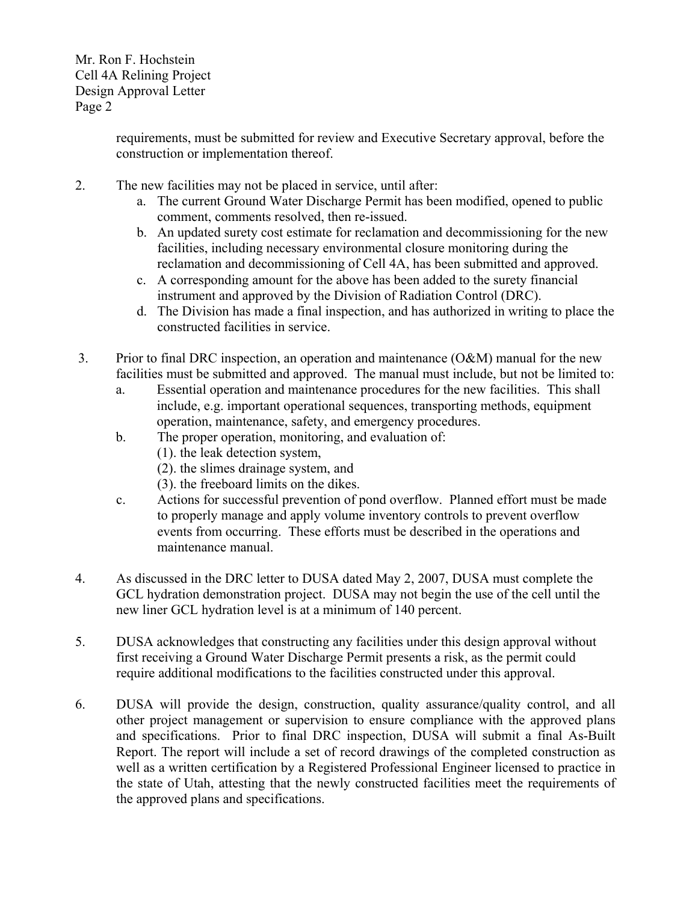requirements, must be submitted for review and Executive Secretary approval, before the construction or implementation thereof.

2. The new facilities may not be placed in service, until after:
   a. The current Ground Water Discharge Permit has been modified, opened to public comment, comments resolved, then re-issued.
   b. An updated surety cost estimate for reclamation and decommissioning for the new facilities, including necessary environmental closure monitoring during the reclamation and decommissioning of Cell 4A, has been submitted and approved.
   c. A corresponding amount for the above has been added to the surety financial instrument and approved by the Division of Radiation Control (DRC).
   d. The Division has made a final inspection, and has authorized in writing to place the constructed facilities in service.

3. Prior to final DRC inspection, an operation and maintenance (O&M) manual for the new facilities must be submitted and approved. The manual must include, but not be limited to:
   a. Essential operation and maintenance procedures for the new facilities. This shall include, e.g. important operational sequences, transporting methods, equipment operation, maintenance, safety, and emergency procedures.
   b. The proper operation, monitoring, and evaluation of:
      (1). the leak detection system,
      (2). the slimes drainage system, and
      (3). the freeboard limits on the dikes.
   c. Actions for successful prevention of pond overflow. Planned effort must be made to properly manage and apply volume inventory controls to prevent overflow events from occurring. These efforts must be described in the operations and maintenance manual.

4. As discussed in the DRC letter to DUSA dated May 2, 2007, DUSA must complete the GCL hydration demonstration project. DUSA may not begin the use of the cell until the new liner GCL hydration level is at a minimum of 140 percent.

5. DUSA acknowledges that constructing any facilities under this design approval without first receiving a Ground Water Discharge Permit presents a risk, as the permit could require additional modifications to the facilities constructed under this approval.

6. DUSA will provide the design, construction, quality assurance/quality control, and all other project management or supervision to ensure compliance with the approved plans and specifications. Prior to final DRC inspection, DUSA will submit a final As-Built Report. The report will include a set of record drawings of the completed construction as well as a written certification by a Registered Professional Engineer licensed to practice in the state of Utah, attesting that the newly constructed facilities meet the requirements of the approved plans and specifications.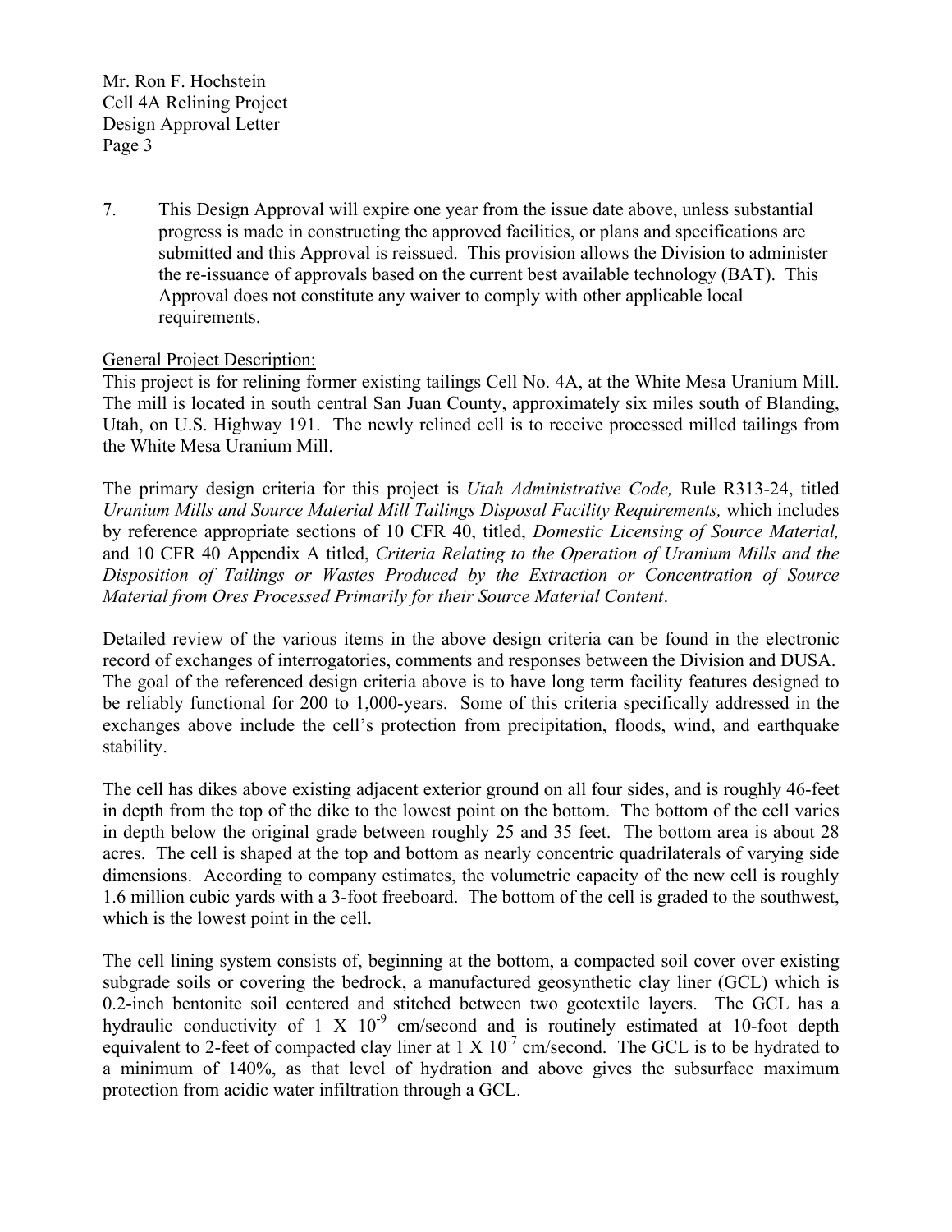7. This Design Approval will expire one year from the issue date above, unless substantial progress is made in constructing the approved facilities, or plans and specifications are submitted and this Approval is reissued. This provision allows the Division to administer the re-issuance of approvals based on the current best available technology (BAT). This Approval does not constitute any waiver to comply with other applicable local requirements.

General Project Description:

This project is for relining former existing tailings Cell No. 4A, at the White Mesa Uranium Mill. The mill is located in south central San Juan County, approximately six miles south of Blanding, Utah, on U.S. Highway 191. The newly relined cell is to receive processed milled tailings from the White Mesa Uranium Mill.

The primary design criteria for this project is *Utah Administrative Code,* Rule R313-24, titled *Uranium Mills and Source Material Mill Tailings Disposal Facility Requirements,* which includes by reference appropriate sections of 10 CFR 40, titled, *Domestic Licensing of Source Material,* and 10 CFR 40 Appendix A titled, *Criteria Relating to the Operation of Uranium Mills and the Disposition of Tailings or Wastes Produced by the Extraction or Concentration of Source Material from Ores Processed Primarily for their Source Material Content*.

Detailed review of the various items in the above design criteria can be found in the electronic record of exchanges of interrogatories, comments and responses between the Division and DUSA. The goal of the referenced design criteria above is to have long term facility features designed to be reliably functional for 200 to 1,000-years. Some of this criteria specifically addressed in the exchanges above include the cell's protection from precipitation, floods, wind, and earthquake stability.

The cell has dikes above existing adjacent exterior ground on all four sides, and is roughly 46-feet in depth from the top of the dike to the lowest point on the bottom. The bottom of the cell varies in depth below the original grade between roughly 25 and 35 feet. The bottom area is about 28 acres. The cell is shaped at the top and bottom as nearly concentric quadrilaterals of varying side dimensions. According to company estimates, the volumetric capacity of the new cell is roughly 1.6 million cubic yards with a 3-foot freeboard. The bottom of the cell is graded to the southwest, which is the lowest point in the cell.

The cell lining system consists of, beginning at the bottom, a compacted soil cover over existing subgrade soils or covering the bedrock, a manufactured geosynthetic clay liner (GCL) which is 0.2-inch bentonite soil centered and stitched between two geotextile layers. The GCL has a hydraulic conductivity of $1 \times 10^{-9}$ cm/second and is routinely estimated at 10-foot depth equivalent to 2-feet of compacted clay liner at $1 \times 10^{-7}$ cm/second. The GCL is to be hydrated to a minimum of 140%, as that level of hydration and above gives the subsurface maximum protection from acidic water infiltration through a GCL.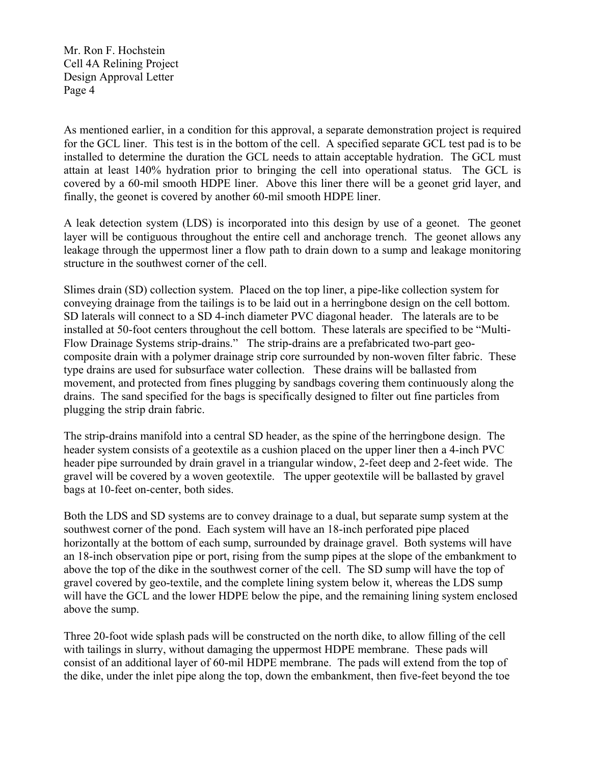As mentioned earlier, in a condition for this approval, a separate demonstration project is required for the GCL liner. This test is in the bottom of the cell. A specified separate GCL test pad is to be installed to determine the duration the GCL needs to attain acceptable hydration. The GCL must attain at least 140% hydration prior to bringing the cell into operational status. The GCL is covered by a 60-mil smooth HDPE liner. Above this liner there will be a geonet grid layer, and finally, the geonet is covered by another 60-mil smooth HDPE liner.

A leak detection system (LDS) is incorporated into this design by use of a geonet. The geonet layer will be contiguous throughout the entire cell and anchorage trench. The geonet allows any leakage through the uppermost liner a flow path to drain down to a sump and leakage monitoring structure in the southwest corner of the cell.

Slimes drain (SD) collection system. Placed on the top liner, a pipe-like collection system for conveying drainage from the tailings is to be laid out in a herringbone design on the cell bottom. SD laterals will connect to a SD 4-inch diameter PVC diagonal header. The laterals are to be installed at 50-foot centers throughout the cell bottom. These laterals are specified to be "Multi-Flow Drainage Systems strip-drains." The strip-drains are a prefabricated two-part geo-composite drain with a polymer drainage strip core surrounded by non-woven filter fabric. These type drains are used for subsurface water collection. These drains will be ballasted from movement, and protected from fines plugging by sandbags covering them continuously along the drains. The sand specified for the bags is specifically designed to filter out fine particles from plugging the strip drain fabric.

The strip-drains manifold into a central SD header, as the spine of the herringbone design. The header system consists of a geotextile as a cushion placed on the upper liner then a 4-inch PVC header pipe surrounded by drain gravel in a triangular window, 2-feet deep and 2-feet wide. The gravel will be covered by a woven geotextile. The upper geotextile will be ballasted by gravel bags at 10-feet on-center, both sides.

Both the LDS and SD systems are to convey drainage to a dual, but separate sump system at the southwest corner of the pond. Each system will have an 18-inch perforated pipe placed horizontally at the bottom of each sump, surrounded by drainage gravel. Both systems will have an 18-inch observation pipe or port, rising from the sump pipes at the slope of the embankment to above the top of the dike in the southwest corner of the cell. The SD sump will have the top of gravel covered by geo-textile, and the complete lining system below it, whereas the LDS sump will have the GCL and the lower HDPE below the pipe, and the remaining lining system enclosed above the sump.

Three 20-foot wide splash pads will be constructed on the north dike, to allow filling of the cell with tailings in slurry, without damaging the uppermost HDPE membrane. These pads will consist of an additional layer of 60-mil HDPE membrane. The pads will extend from the top of the dike, under the inlet pipe along the top, down the embankment, then five-feet beyond the toe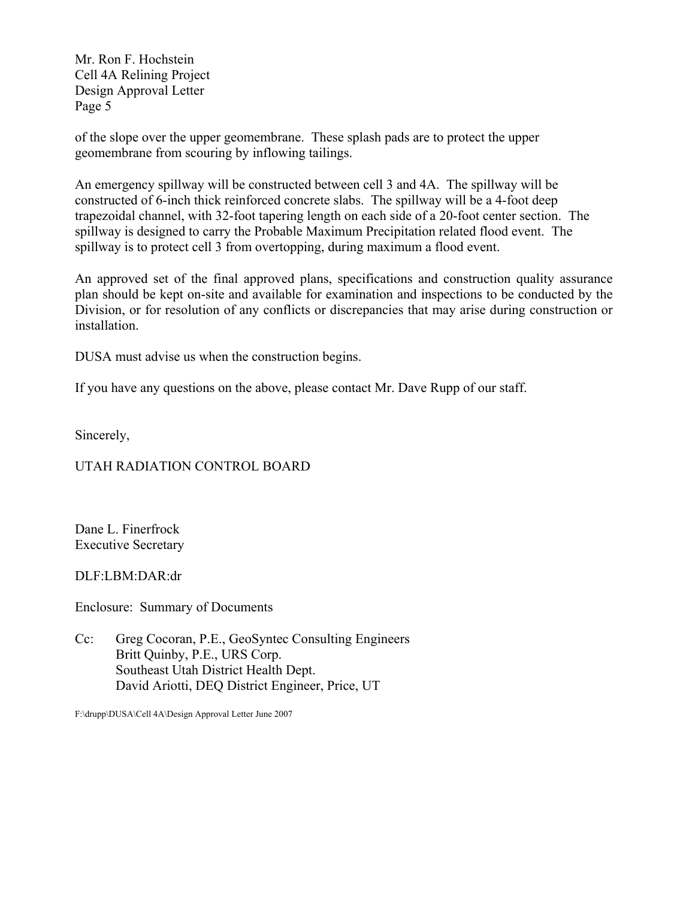of the slope over the upper geomembrane. These splash pads are to protect the upper geomembrane from scouring by inflowing tailings.

An emergency spillway will be constructed between cell 3 and 4A. The spillway will be constructed of 6-inch thick reinforced concrete slabs. The spillway will be a 4-foot deep trapezoidal channel, with 32-foot tapering length on each side of a 20-foot center section. The spillway is designed to carry the Probable Maximum Precipitation related flood event. The spillway is to protect cell 3 from overtopping, during maximum a flood event.

An approved set of the final approved plans, specifications and construction quality assurance plan should be kept on-site and available for examination and inspections to be conducted by the Division, or for resolution of any conflicts or discrepancies that may arise during construction or installation.

DUSA must advise us when the construction begins.

If you have any questions on the above, please contact Mr. Dave Rupp of our staff.

Sincerely,

UTAH RADIATION CONTROL BOARD

Dane L. Finerfrock
Executive Secretary

DLF:LBM:DAR:dr

Enclosure: Summary of Documents

Cc: Greg Cocoran, P.E., GeoSyntec Consulting Engineers
Britt Quinby, P.E., URS Corp.
Southeast Utah District Health Dept.
David Ariotti, DEQ District Engineer, Price, UT

F:\drupp\DUSA\Cell 4A\Design Approval Letter June 2007